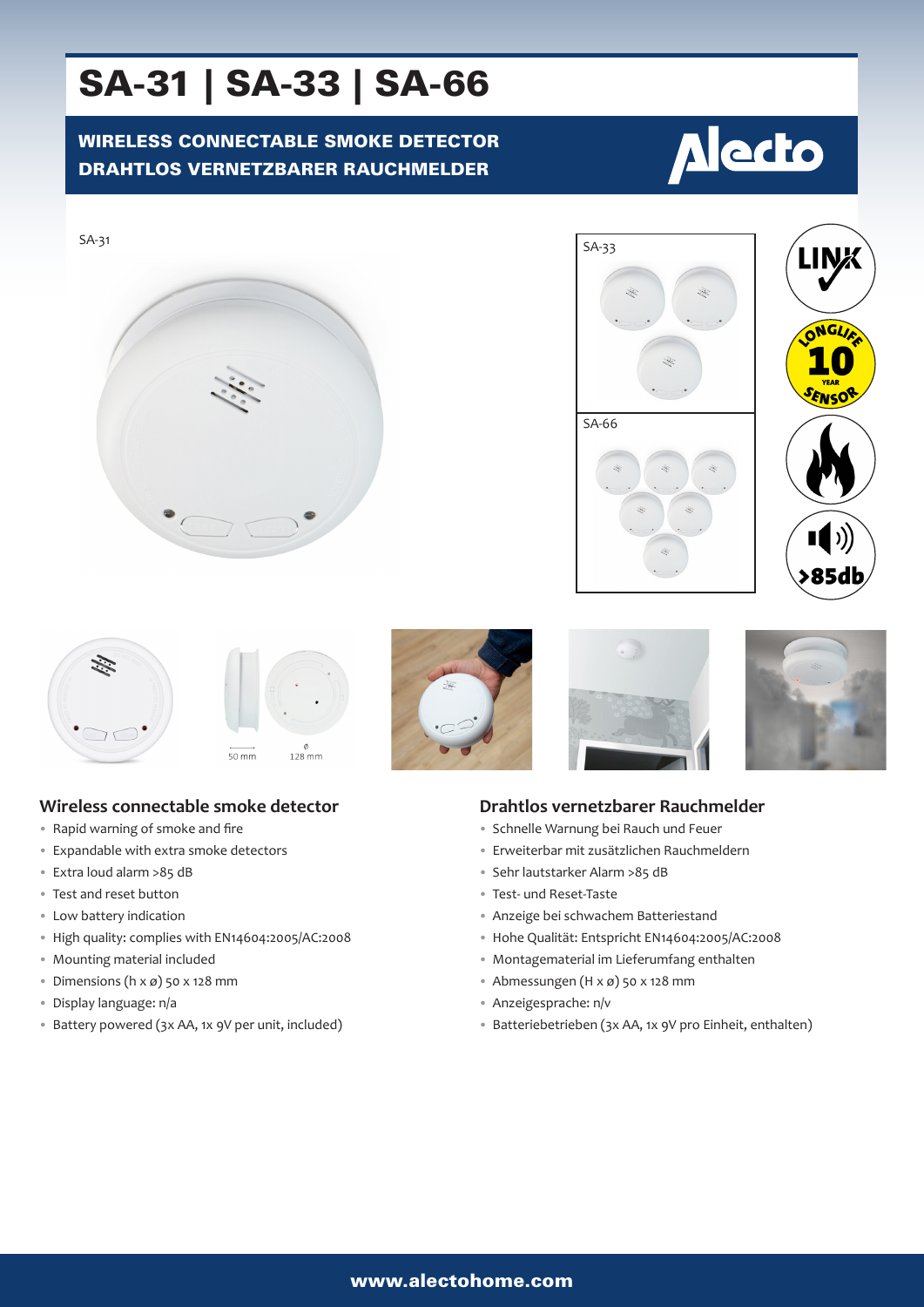# SA-31 | SA-33 | SA-66

## WIRELESS CONNECTABLE SMOKE DETECTOR
## DRAHTLOS VERNETZBARER RAUCHMELDER

SA-31

SA-33

SA-66

50 mm

ø 128 mm

### Wireless connectable smoke detector

- Rapid warning of smoke and fire
- Expandable with extra smoke detectors
- Extra loud alarm >85 dB
- Test and reset button
- Low battery indication
- High quality: complies with EN14604:2005/AC:2008
- Mounting material included
- Dimensions (h x ø) 50 x 128 mm
- Display language: n/a
- Battery powered (3x AA, 1x 9V per unit, included)

### Drahtlos vernetzbarer Rauchmelder

- Schnelle Warnung bei Rauch und Feuer
- Erweiterbar mit zusätzlichen Rauchmeldern
- Sehr lautstarker Alarm >85 dB
- Test- und Reset-Taste
- Anzeige bei schwachem Batteriestand
- Hohe Qualität: Entspricht EN14604:2005/AC:2008
- Montagematerial im Lieferumfang enthalten
- Abmessungen (H x ø) 50 x 128 mm
- Anzeigesprache: n/v
- Batteriebetrieben (3x AA, 1x 9V pro Einheit, enthalten)

www.alectohome.com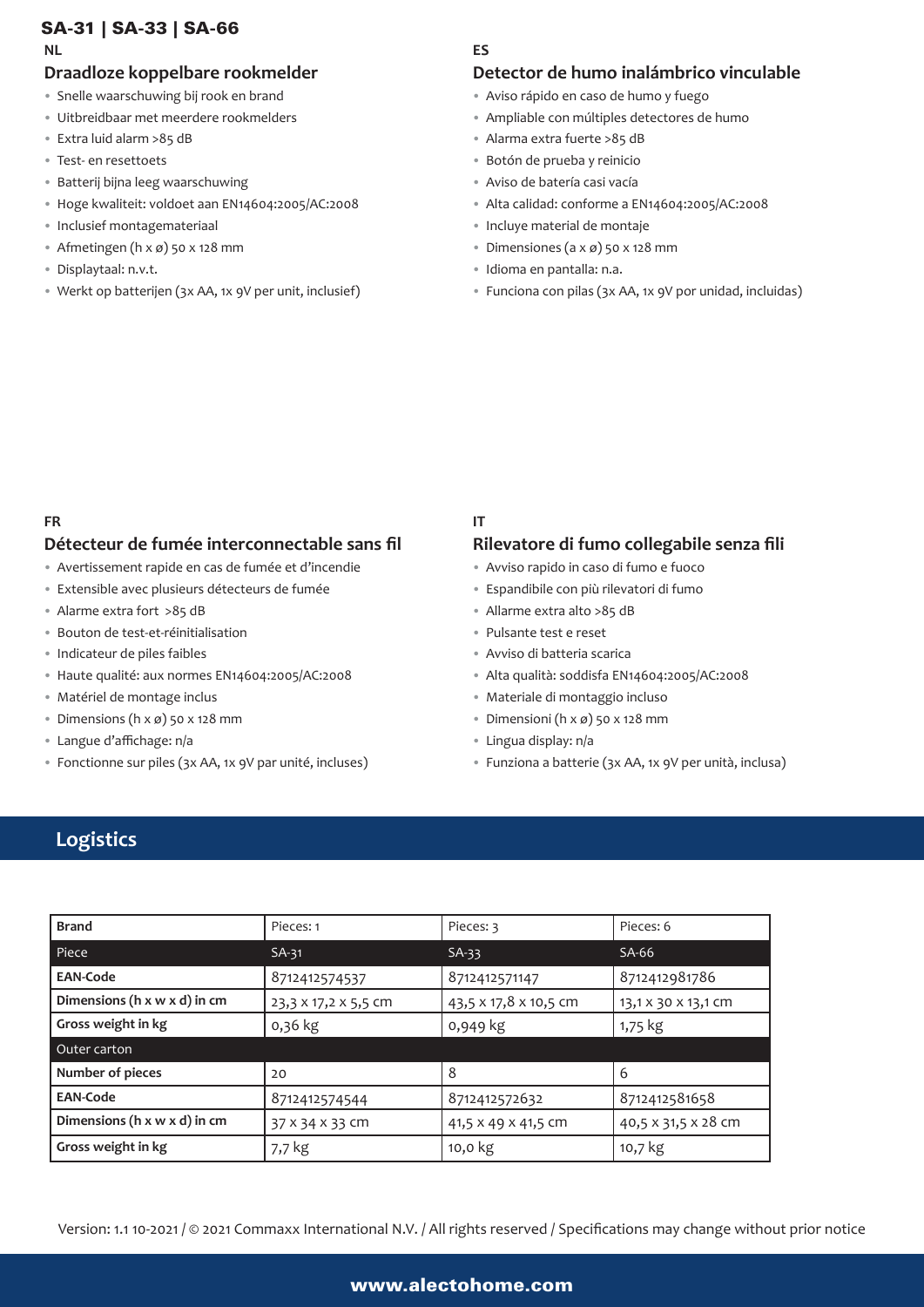# SA-31 | SA-33 | SA-66

**NL**

## Draadloze koppelbare rookmelder

- Snelle waarschuwing bij rook en brand
- Uitbreidbaar met meerdere rookmelders
- Extra luid alarm >85 dB
- Test- en resettoets
- Batterij bijna leeg waarschuwing
- Hoge kwaliteit: voldoet aan EN14604:2005/AC:2008
- Inclusief montagemateriaal
- Afmetingen (h x ø) 50 x 128 mm
- Displaytaal: n.v.t.
- Werkt op batterijen (3x AA, 1x 9V per unit, inclusief)

**ES**

## Detector de humo inalámbrico vinculable

- Aviso rápido en caso de humo y fuego
- Ampliable con múltiples detectores de humo
- Alarma extra fuerte >85 dB
- Botón de prueba y reinicio
- Aviso de batería casi vacía
- Alta calidad: conforme a EN14604:2005/AC:2008
- Incluye material de montaje
- Dimensiones (a x ø) 50 x 128 mm
- Idioma en pantalla: n.a.
- Funciona con pilas (3x AA, 1x 9V por unidad, incluidas)

**FR**

## Détecteur de fumée interconnectable sans fil

- Avertissement rapide en cas de fumée et d'incendie
- Extensible avec plusieurs détecteurs de fumée
- Alarme extra fort >85 dB
- Bouton de test-et-réinitialisation
- Indicateur de piles faibles
- Haute qualité: aux normes EN14604:2005/AC:2008
- Matériel de montage inclus
- Dimensions (h x ø) 50 x 128 mm
- Langue d'affichage: n/a
- Fonctionne sur piles (3x AA, 1x 9V par unité, incluses)

**IT**

## Rilevatore di fumo collegabile senza fili

- Avviso rapido in caso di fumo e fuoco
- Espandibile con più rilevatori di fumo
- Allarme extra alto >85 dB
- Pulsante test e reset
- Avviso di batteria scarica
- Alta qualità: soddisfa EN14604:2005/AC:2008
- Materiale di montaggio incluso
- Dimensioni (h x ø) 50 x 128 mm
- Lingua display: n/a
- Funziona a batterie (3x AA, 1x 9V per unità, inclusa)

## Logistics

| **Brand** | Pieces: 1 | Pieces: 3 | Pieces: 6 |
|---|---|---|---|
| Piece | SA-31 | SA-33 | SA-66 |
| **EAN-Code** | 8712412574537 | 8712412571147 | 8712412981786 |
| **Dimensions (h x w x d) in cm** | 23,3 x 17,2 x 5,5 cm | 43,5 x 17,8 x 10,5 cm | 13,1 x 30 x 13,1 cm |
| **Gross weight in kg** | 0,36 kg | 0,949 kg | 1,75 kg |
| Outer carton | | | |
| **Number of pieces** | 20 | 8 | 6 |
| **EAN-Code** | 8712412574544 | 8712412572632 | 8712412581658 |
| **Dimensions (h x w x d) in cm** | 37 x 34 x 33 cm | 41,5 x 49 x 41,5 cm | 40,5 x 31,5 x 28 cm |
| **Gross weight in kg** | 7,7 kg | 10,0 kg | 10,7 kg |

Version: 1.1 10-2021 / © 2021 Commaxx International N.V. / All rights reserved / Specifications may change without prior notice

**www.alectohome.com**